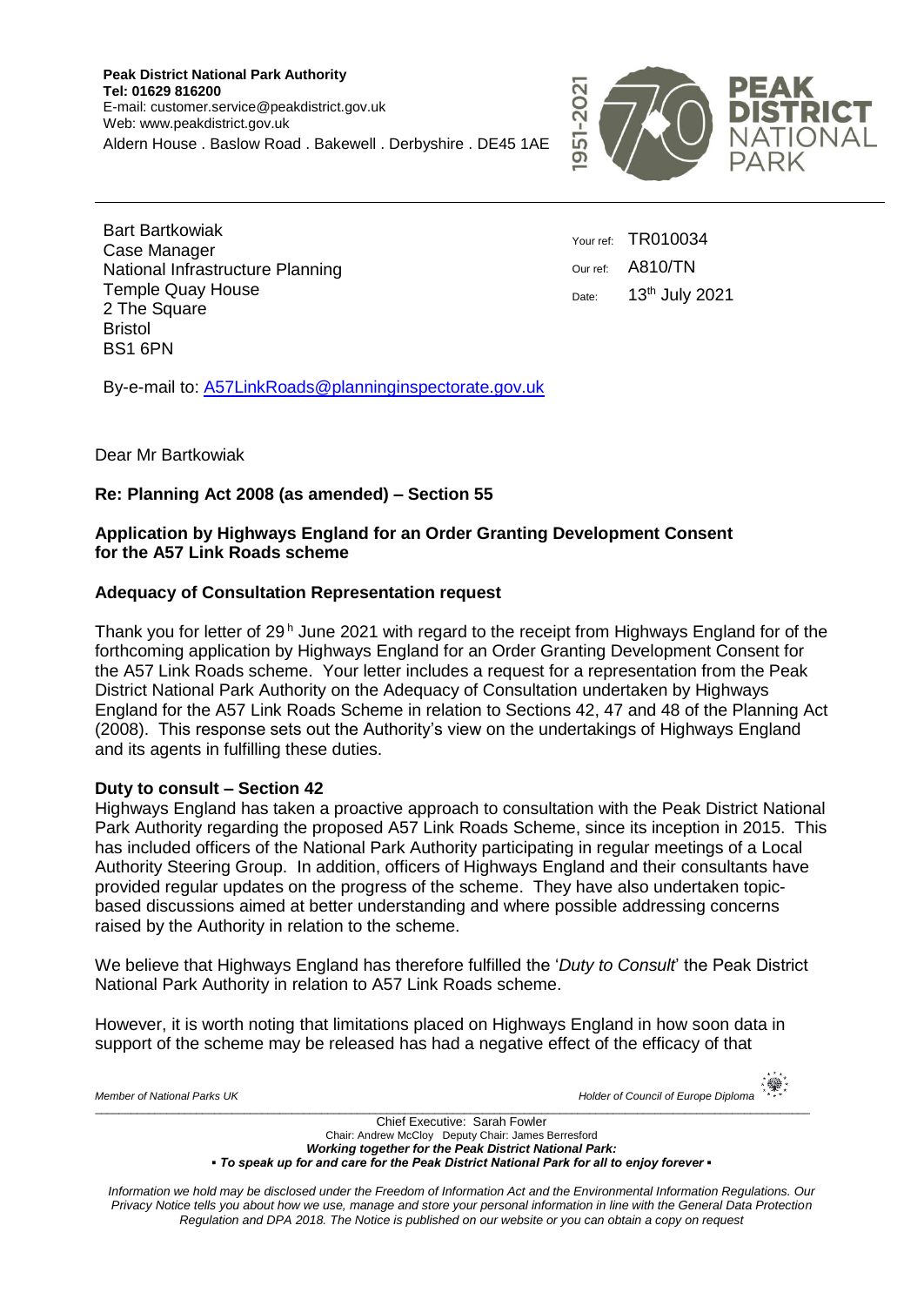**Peak District National Park Authority**
**Tel: 01629 816200**
E-mail: customer.service@peakdistrict.gov.uk
Web: www.peakdistrict.gov.uk
Aldern House . Baslow Road . Bakewell . Derbyshire . DE45 1AE

Bart Bartkowiak
Case Manager
National Infrastructure Planning
Temple Quay House
2 The Square
Bristol
BS1 6PN

Your ref: TR010034
Our ref: A810/TN
Date: 13th July 2021

By-e-mail to: [A57LinkRoads@planninginspectorate.gov.uk](mailto:A57LinkRoads@planninginspectorate.gov.uk)

Dear Mr Bartkowiak

**Re: Planning Act 2008 (as amended) – Section 55**

**Application by Highways England for an Order Granting Development Consent for the A57 Link Roads scheme**

**Adequacy of Consultation Representation request**

Thank you for letter of 29h June 2021 with regard to the receipt from Highways England for of the forthcoming application by Highways England for an Order Granting Development Consent for the A57 Link Roads scheme. Your letter includes a request for a representation from the Peak District National Park Authority on the Adequacy of Consultation undertaken by Highways England for the A57 Link Roads Scheme in relation to Sections 42, 47 and 48 of the Planning Act (2008). This response sets out the Authority's view on the undertakings of Highways England and its agents in fulfilling these duties.

**Duty to consult – Section 42**

Highways England has taken a proactive approach to consultation with the Peak District National Park Authority regarding the proposed A57 Link Roads Scheme, since its inception in 2015. This has included officers of the National Park Authority participating in regular meetings of a Local Authority Steering Group. In addition, officers of Highways England and their consultants have provided regular updates on the progress of the scheme. They have also undertaken topic-based discussions aimed at better understanding and where possible addressing concerns raised by the Authority in relation to the scheme.

We believe that Highways England has therefore fulfilled the '*Duty to Consult*' the Peak District National Park Authority in relation to A57 Link Roads scheme.

However, it is worth noting that limitations placed on Highways England in how soon data in support of the scheme may be released has had a negative effect of the efficacy of that

*Member of National Parks UK* *Holder of Council of Europe Diploma*

Chief Executive: Sarah Fowler
Chair: Andrew McCloy Deputy Chair: James Berresford
***Working together for the Peak District National Park:***
***▪ To speak up for and care for the Peak District National Park for all to enjoy forever ▪***

*Information we hold may be disclosed under the Freedom of Information Act and the Environmental Information Regulations. Our Privacy Notice tells you about how we use, manage and store your personal information in line with the General Data Protection Regulation and DPA 2018. The Notice is published on our website or you can obtain a copy on request*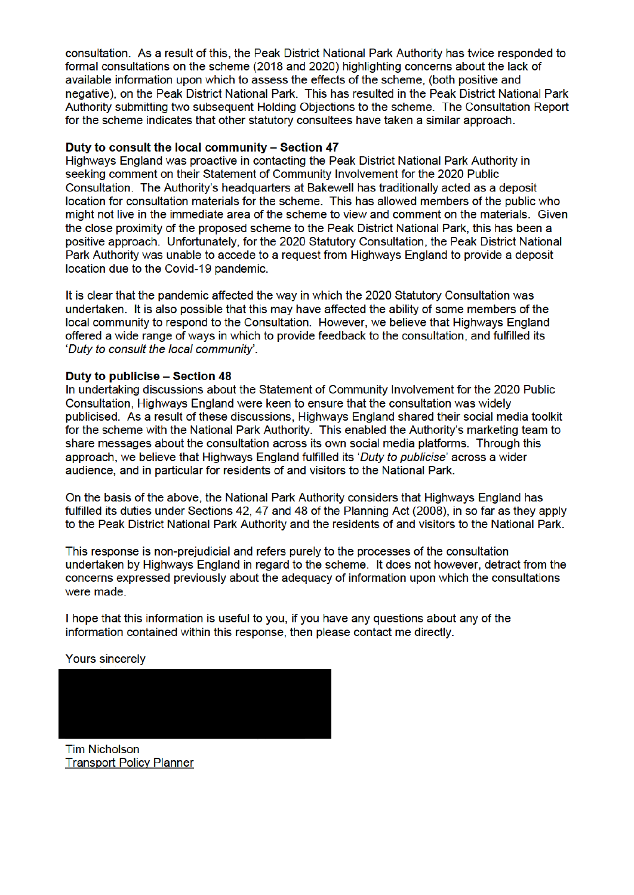consultation. As a result of this, the Peak District National Park Authority has twice responded to formal consultations on the scheme (2018 and 2020) highlighting concerns about the lack of available information upon which to assess the effects of the scheme, (both positive and negative), on the Peak District National Park. This has resulted in the Peak District National Park Authority submitting two subsequent Holding Objections to the scheme. The Consultation Report for the scheme indicates that other statutory consultees have taken a similar approach.

**Duty to consult the local community – Section 47**

Highways England was proactive in contacting the Peak District National Park Authority in seeking comment on their Statement of Community Involvement for the 2020 Public Consultation. The Authority's headquarters at Bakewell has traditionally acted as a deposit location for consultation materials for the scheme. This has allowed members of the public who might not live in the immediate area of the scheme to view and comment on the materials. Given the close proximity of the proposed scheme to the Peak District National Park, this has been a positive approach. Unfortunately, for the 2020 Statutory Consultation, the Peak District National Park Authority was unable to accede to a request from Highways England to provide a deposit location due to the Covid-19 pandemic.

It is clear that the pandemic affected the way in which the 2020 Statutory Consultation was undertaken. It is also possible that this may have affected the ability of some members of the local community to respond to the Consultation. However, we believe that Highways England offered a wide range of ways in which to provide feedback to the consultation, and fulfilled its '*Duty to consult the local community*'.

**Duty to publicise – Section 48**

In undertaking discussions about the Statement of Community Involvement for the 2020 Public Consultation, Highways England were keen to ensure that the consultation was widely publicised. As a result of these discussions, Highways England shared their social media toolkit for the scheme with the National Park Authority. This enabled the Authority's marketing team to share messages about the consultation across its own social media platforms. Through this approach, we believe that Highways England fulfilled its '*Duty to publicise*' across a wider audience, and in particular for residents of and visitors to the National Park.

On the basis of the above, the National Park Authority considers that Highways England has fulfilled its duties under Sections 42, 47 and 48 of the Planning Act (2008), in so far as they apply to the Peak District National Park Authority and the residents of and visitors to the National Park.

This response is non-prejudicial and refers purely to the processes of the consultation undertaken by Highways England in regard to the scheme. It does not however, detract from the concerns expressed previously about the adequacy of information upon which the consultations were made.

I hope that this information is useful to you, if you have any questions about any of the information contained within this response, then please contact me directly.

Yours sincerely

Tim Nicholson
Transport Policy Planner